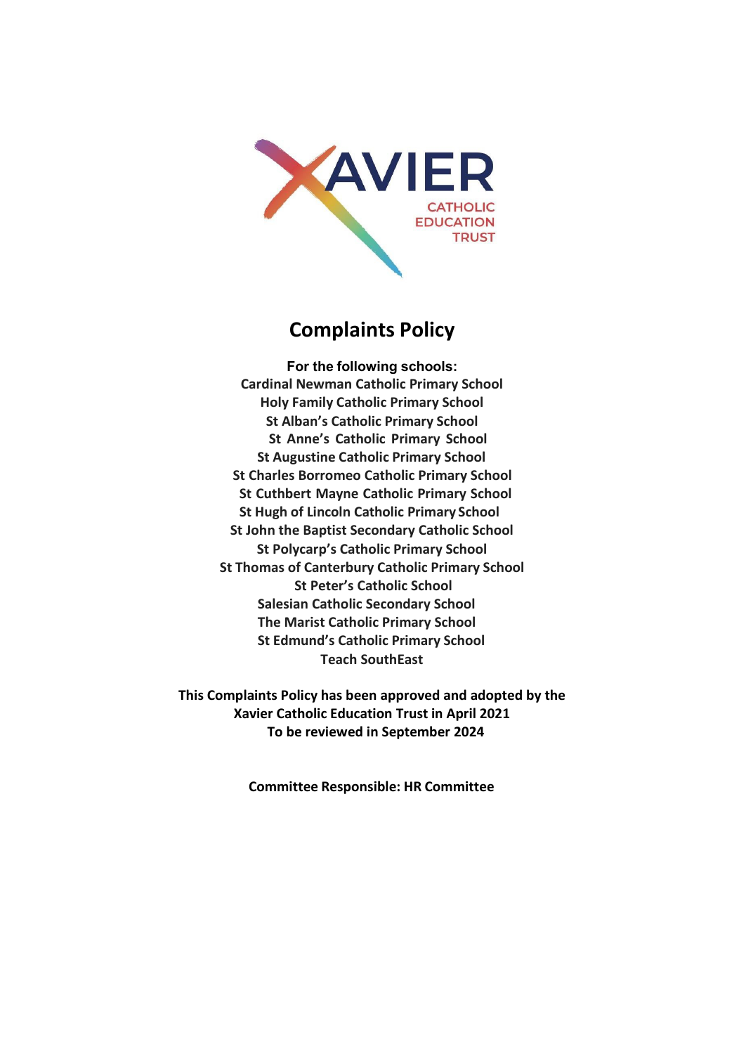XAVIER

CATHOLIC EDUCATION TRUST

# Complaints Policy

**For the following schools:**

**Cardinal Newman Catholic Primary School**
**Holy Family Catholic Primary School**
**St Alban's Catholic Primary School**
**St Anne's Catholic Primary School**
**St Augustine Catholic Primary School**
**St Charles Borromeo Catholic Primary School**
**St Cuthbert Mayne Catholic Primary School**
**St Hugh of Lincoln Catholic Primary School**
**St John the Baptist Secondary Catholic School**
**St Polycarp's Catholic Primary School**
**St Thomas of Canterbury Catholic Primary School**
**St Peter's Catholic School**
**Salesian Catholic Secondary School**
**The Marist Catholic Primary School**
**St Edmund's Catholic Primary School**
**Teach SouthEast**

**This Complaints Policy has been approved and adopted by the Xavier Catholic Education Trust in April 2021**
**To be reviewed in September 2024**

**Committee Responsible: HR Committee**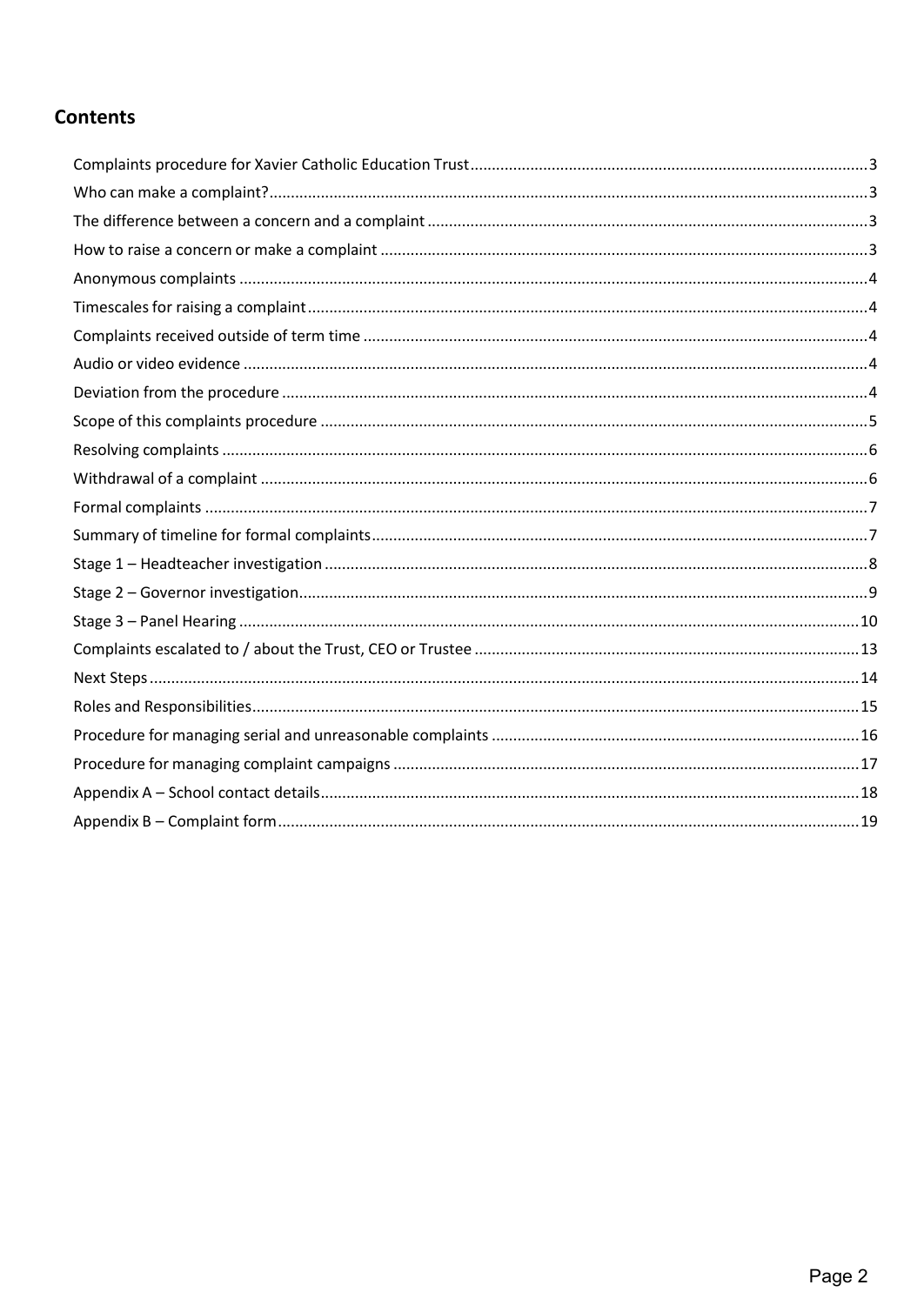## Contents

Complaints procedure for Xavier Catholic Education Trust ........................................ 3
Who can make a complaint? ........................................ 3
The difference between a concern and a complaint ........................................ 3
How to raise a concern or make a complaint ........................................ 3
Anonymous complaints ........................................ 4
Timescales for raising a complaint ........................................ 4
Complaints received outside of term time ........................................ 4
Audio or video evidence ........................................ 4
Deviation from the procedure ........................................ 4
Scope of this complaints procedure ........................................ 5
Resolving complaints ........................................ 6
Withdrawal of a complaint ........................................ 6
Formal complaints ........................................ 7
Summary of timeline for formal complaints ........................................ 7
Stage 1 – Headteacher investigation ........................................ 8
Stage 2 – Governor investigation ........................................ 9
Stage 3 – Panel Hearing ........................................ 10
Complaints escalated to / about the Trust, CEO or Trustee ........................................ 13
Next Steps ........................................ 14
Roles and Responsibilities ........................................ 15
Procedure for managing serial and unreasonable complaints ........................................ 16
Procedure for managing complaint campaigns ........................................ 17
Appendix A – School contact details ........................................ 18
Appendix B – Complaint form ........................................ 19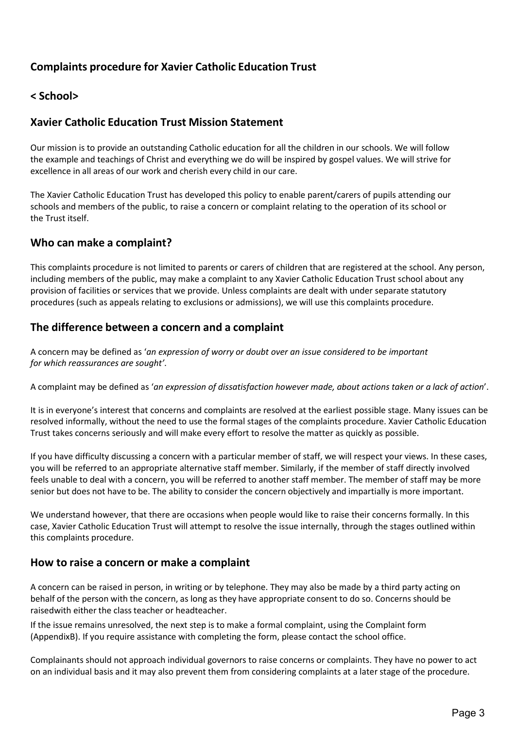## Complaints procedure for Xavier Catholic Education Trust

## < School>

## Xavier Catholic Education Trust Mission Statement

Our mission is to provide an outstanding Catholic education for all the children in our schools. We will follow the example and teachings of Christ and everything we do will be inspired by gospel values. We will strive for excellence in all areas of our work and cherish every child in our care.

The Xavier Catholic Education Trust has developed this policy to enable parent/carers of pupils attending our schools and members of the public, to raise a concern or complaint relating to the operation of its school or the Trust itself.

## Who can make a complaint?

This complaints procedure is not limited to parents or carers of children that are registered at the school. Any person, including members of the public, may make a complaint to any Xavier Catholic Education Trust school about any provision of facilities or services that we provide. Unless complaints are dealt with under separate statutory procedures (such as appeals relating to exclusions or admissions), we will use this complaints procedure.

## The difference between a concern and a complaint

A concern may be defined as '*an expression of worry or doubt over an issue considered to be important for which reassurances are sought'*.

A complaint may be defined as '*an expression of dissatisfaction however made, about actions taken or a lack of action*'.

It is in everyone's interest that concerns and complaints are resolved at the earliest possible stage. Many issues can be resolved informally, without the need to use the formal stages of the complaints procedure. Xavier Catholic Education Trust takes concerns seriously and will make every effort to resolve the matter as quickly as possible.

If you have difficulty discussing a concern with a particular member of staff, we will respect your views. In these cases, you will be referred to an appropriate alternative staff member. Similarly, if the member of staff directly involved feels unable to deal with a concern, you will be referred to another staff member. The member of staff may be more senior but does not have to be. The ability to consider the concern objectively and impartially is more important.

We understand however, that there are occasions when people would like to raise their concerns formally. In this case, Xavier Catholic Education Trust will attempt to resolve the issue internally, through the stages outlined within this complaints procedure.

## How to raise a concern or make a complaint

A concern can be raised in person, in writing or by telephone. They may also be made by a third party acting on behalf of the person with the concern, as long as they have appropriate consent to do so. Concerns should be raisedwith either the class teacher or headteacher.

If the issue remains unresolved, the next step is to make a formal complaint, using the Complaint form (AppendixB). If you require assistance with completing the form, please contact the school office.

Complainants should not approach individual governors to raise concerns or complaints. They have no power to act on an individual basis and it may also prevent them from considering complaints at a later stage of the procedure.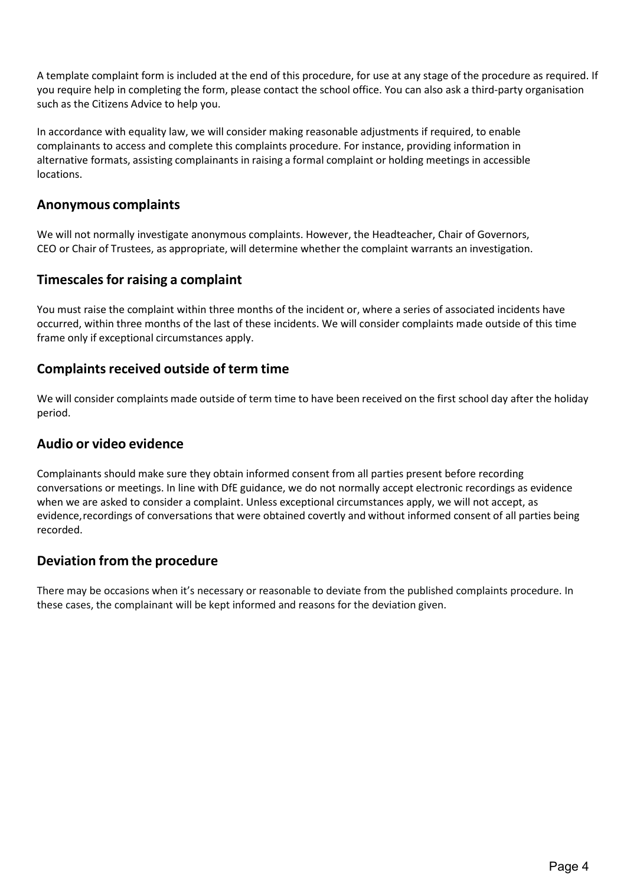A template complaint form is included at the end of this procedure, for use at any stage of the procedure as required. If you require help in completing the form, please contact the school office. You can also ask a third-party organisation such as the Citizens Advice to help you.

In accordance with equality law, we will consider making reasonable adjustments if required, to enable complainants to access and complete this complaints procedure. For instance, providing information in alternative formats, assisting complainants in raising a formal complaint or holding meetings in accessible locations.

## Anonymous complaints

We will not normally investigate anonymous complaints. However, the Headteacher, Chair of Governors, CEO or Chair of Trustees, as appropriate, will determine whether the complaint warrants an investigation.

## Timescales for raising a complaint

You must raise the complaint within three months of the incident or, where a series of associated incidents have occurred, within three months of the last of these incidents. We will consider complaints made outside of this time frame only if exceptional circumstances apply.

## Complaints received outside of term time

We will consider complaints made outside of term time to have been received on the first school day after the holiday period.

## Audio or video evidence

Complainants should make sure they obtain informed consent from all parties present before recording conversations or meetings. In line with DfE guidance, we do not normally accept electronic recordings as evidence when we are asked to consider a complaint. Unless exceptional circumstances apply, we will not accept, as evidence, recordings of conversations that were obtained covertly and without informed consent of all parties being recorded.

## Deviation from the procedure

There may be occasions when it's necessary or reasonable to deviate from the published complaints procedure. In these cases, the complainant will be kept informed and reasons for the deviation given.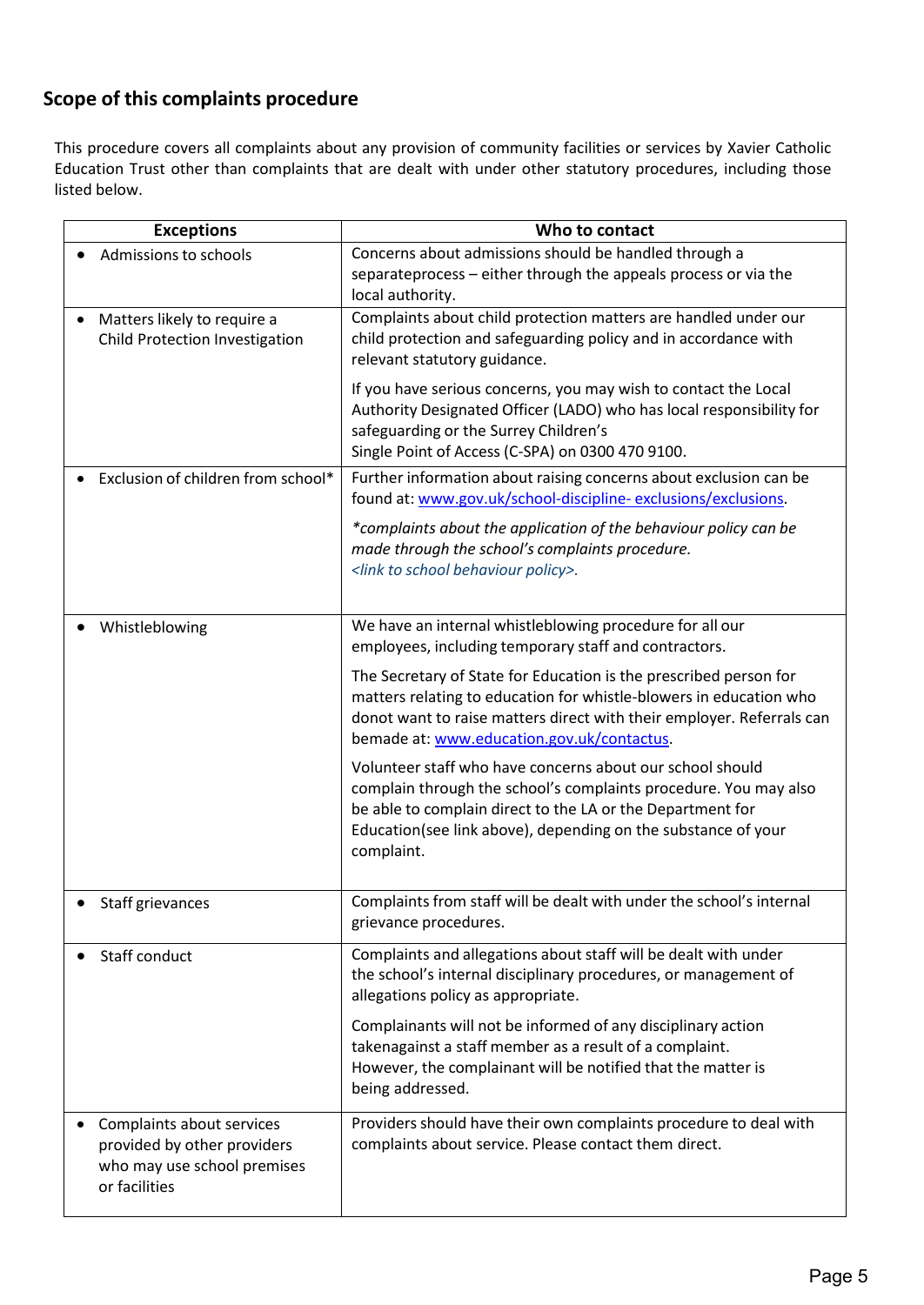## Scope of this complaints procedure

This procedure covers all complaints about any provision of community facilities or services by Xavier Catholic Education Trust other than complaints that are dealt with under other statutory procedures, including those listed below.

| Exceptions | Who to contact |
|---|---|
| • Admissions to schools | Concerns about admissions should be handled through a separateprocess – either through the appeals process or via the local authority. |
| • Matters likely to require a Child Protection Investigation | Complaints about child protection matters are handled under our child protection and safeguarding policy and in accordance with relevant statutory guidance.<br><br>If you have serious concerns, you may wish to contact the Local Authority Designated Officer (LADO) who has local responsibility for safeguarding or the Surrey Children's Single Point of Access (C-SPA) on 0300 470 9100. |
| • Exclusion of children from school* | Further information about raising concerns about exclusion can be found at: www.gov.uk/school-discipline- exclusions/exclusions.<br><br>*\*complaints about the application of the behaviour policy can be made through the school's complaints procedure.*<br>*<link to school behaviour policy>.* |
| • Whistleblowing | We have an internal whistleblowing procedure for all our employees, including temporary staff and contractors.<br><br>The Secretary of State for Education is the prescribed person for matters relating to education for whistle-blowers in education who donot want to raise matters direct with their employer. Referrals can bemade at: www.education.gov.uk/contactus.<br><br>Volunteer staff who have concerns about our school should complain through the school's complaints procedure. You may also be able to complain direct to the LA or the Department for Education(see link above), depending on the substance of your complaint. |
| • Staff grievances | Complaints from staff will be dealt with under the school's internal grievance procedures. |
| • Staff conduct | Complaints and allegations about staff will be dealt with under the school's internal disciplinary procedures, or management of allegations policy as appropriate.<br><br>Complainants will not be informed of any disciplinary action takenagainst a staff member as a result of a complaint. However, the complainant will be notified that the matter is being addressed. |
| • Complaints about services provided by other providers who may use school premises or facilities | Providers should have their own complaints procedure to deal with complaints about service. Please contact them direct. |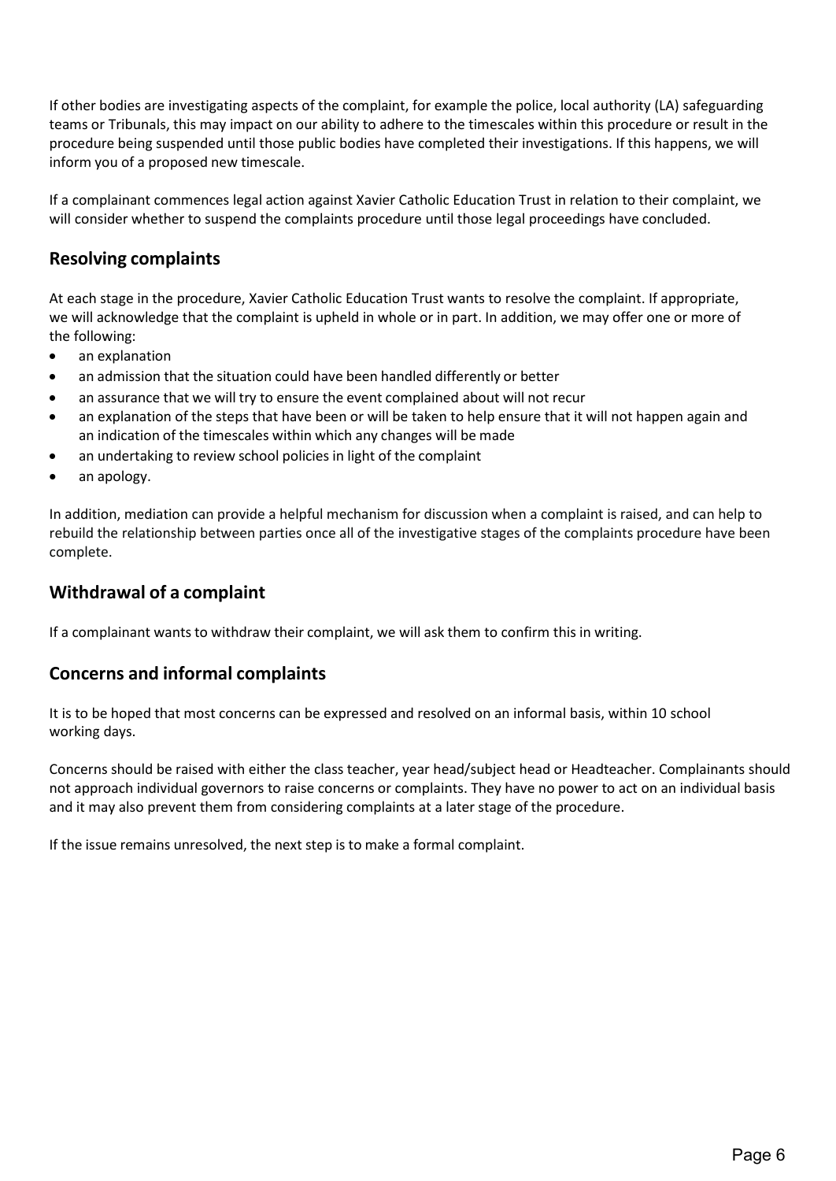If other bodies are investigating aspects of the complaint, for example the police, local authority (LA) safeguarding teams or Tribunals, this may impact on our ability to adhere to the timescales within this procedure or result in the procedure being suspended until those public bodies have completed their investigations. If this happens, we will inform you of a proposed new timescale.

If a complainant commences legal action against Xavier Catholic Education Trust in relation to their complaint, we will consider whether to suspend the complaints procedure until those legal proceedings have concluded.

## Resolving complaints

At each stage in the procedure, Xavier Catholic Education Trust wants to resolve the complaint. If appropriate, we will acknowledge that the complaint is upheld in whole or in part. In addition, we may offer one or more of the following:

- an explanation
- an admission that the situation could have been handled differently or better
- an assurance that we will try to ensure the event complained about will not recur
- an explanation of the steps that have been or will be taken to help ensure that it will not happen again and an indication of the timescales within which any changes will be made
- an undertaking to review school policies in light of the complaint
- an apology.

In addition, mediation can provide a helpful mechanism for discussion when a complaint is raised, and can help to rebuild the relationship between parties once all of the investigative stages of the complaints procedure have been complete.

## Withdrawal of a complaint

If a complainant wants to withdraw their complaint, we will ask them to confirm this in writing.

## Concerns and informal complaints

It is to be hoped that most concerns can be expressed and resolved on an informal basis, within 10 school working days.

Concerns should be raised with either the class teacher, year head/subject head or Headteacher. Complainants should not approach individual governors to raise concerns or complaints. They have no power to act on an individual basis and it may also prevent them from considering complaints at a later stage of the procedure.

If the issue remains unresolved, the next step is to make a formal complaint.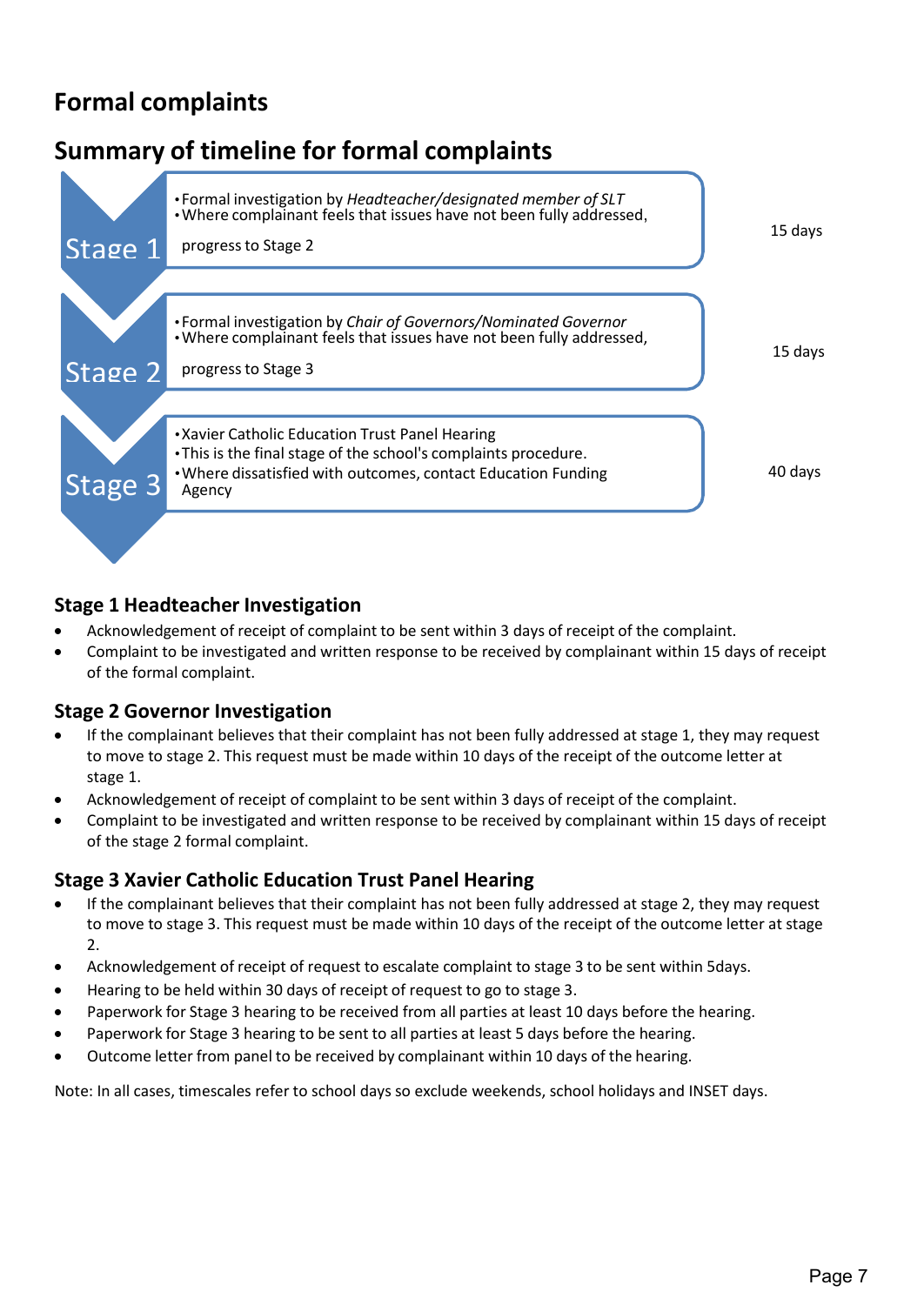# Formal complaints

## Summary of timeline for formal complaints

| Stage | Description | Timescale |
|---|---|---|
| Stage 1 | • Formal investigation by *Headteacher/designated member of SLT*<br>• Where complainant feels that issues have not been fully addressed, progress to Stage 2 | 15 days |
| Stage 2 | • Formal investigation by *Chair of Governors/Nominated Governor*<br>• Where complainant feels that issues have not been fully addressed, progress to Stage 3 | 15 days |
| Stage 3 | • Xavier Catholic Education Trust Panel Hearing<br>• This is the final stage of the school's complaints procedure.<br>• Where dissatisfied with outcomes, contact Education Funding Agency | 40 days |

### Stage 1 Headteacher Investigation

- Acknowledgement of receipt of complaint to be sent within 3 days of receipt of the complaint.
- Complaint to be investigated and written response to be received by complainant within 15 days of receipt of the formal complaint.

### Stage 2 Governor Investigation

- If the complainant believes that their complaint has not been fully addressed at stage 1, they may request to move to stage 2. This request must be made within 10 days of the receipt of the outcome letter at stage 1.
- Acknowledgement of receipt of complaint to be sent within 3 days of receipt of the complaint.
- Complaint to be investigated and written response to be received by complainant within 15 days of receipt of the stage 2 formal complaint.

### Stage 3 Xavier Catholic Education Trust Panel Hearing

- If the complainant believes that their complaint has not been fully addressed at stage 2, they may request to move to stage 3. This request must be made within 10 days of the receipt of the outcome letter at stage 2.
- Acknowledgement of receipt of request to escalate complaint to stage 3 to be sent within 5days.
- Hearing to be held within 30 days of receipt of request to go to stage 3.
- Paperwork for Stage 3 hearing to be received from all parties at least 10 days before the hearing.
- Paperwork for Stage 3 hearing to be sent to all parties at least 5 days before the hearing.
- Outcome letter from panel to be received by complainant within 10 days of the hearing.

Note: In all cases, timescales refer to school days so exclude weekends, school holidays and INSET days.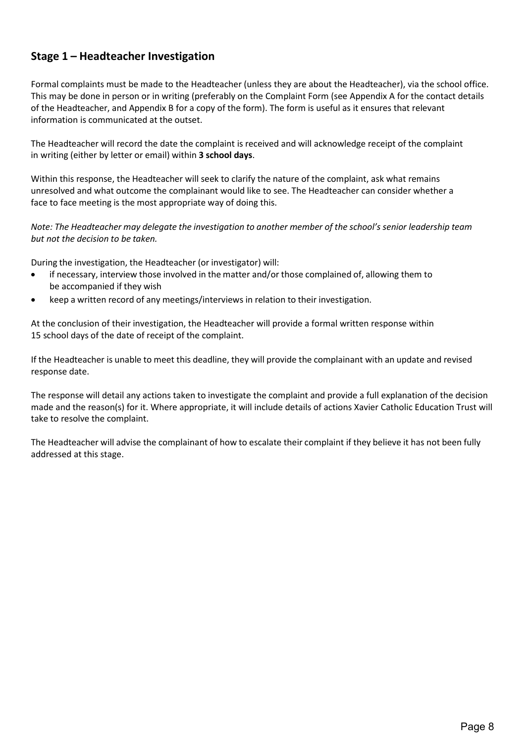## Stage 1 – Headteacher Investigation

Formal complaints must be made to the Headteacher (unless they are about the Headteacher), via the school office. This may be done in person or in writing (preferably on the Complaint Form (see Appendix A for the contact details of the Headteacher, and Appendix B for a copy of the form). The form is useful as it ensures that relevant information is communicated at the outset.

The Headteacher will record the date the complaint is received and will acknowledge receipt of the complaint in writing (either by letter or email) within **3 school days**.

Within this response, the Headteacher will seek to clarify the nature of the complaint, ask what remains unresolved and what outcome the complainant would like to see. The Headteacher can consider whether a face to face meeting is the most appropriate way of doing this.

*Note: The Headteacher may delegate the investigation to another member of the school's senior leadership team but not the decision to be taken.*

During the investigation, the Headteacher (or investigator) will:

- if necessary, interview those involved in the matter and/or those complained of, allowing them to be accompanied if they wish
- keep a written record of any meetings/interviews in relation to their investigation.

At the conclusion of their investigation, the Headteacher will provide a formal written response within 15 school days of the date of receipt of the complaint.

If the Headteacher is unable to meet this deadline, they will provide the complainant with an update and revised response date.

The response will detail any actions taken to investigate the complaint and provide a full explanation of the decision made and the reason(s) for it. Where appropriate, it will include details of actions Xavier Catholic Education Trust will take to resolve the complaint.

The Headteacher will advise the complainant of how to escalate their complaint if they believe it has not been fully addressed at this stage.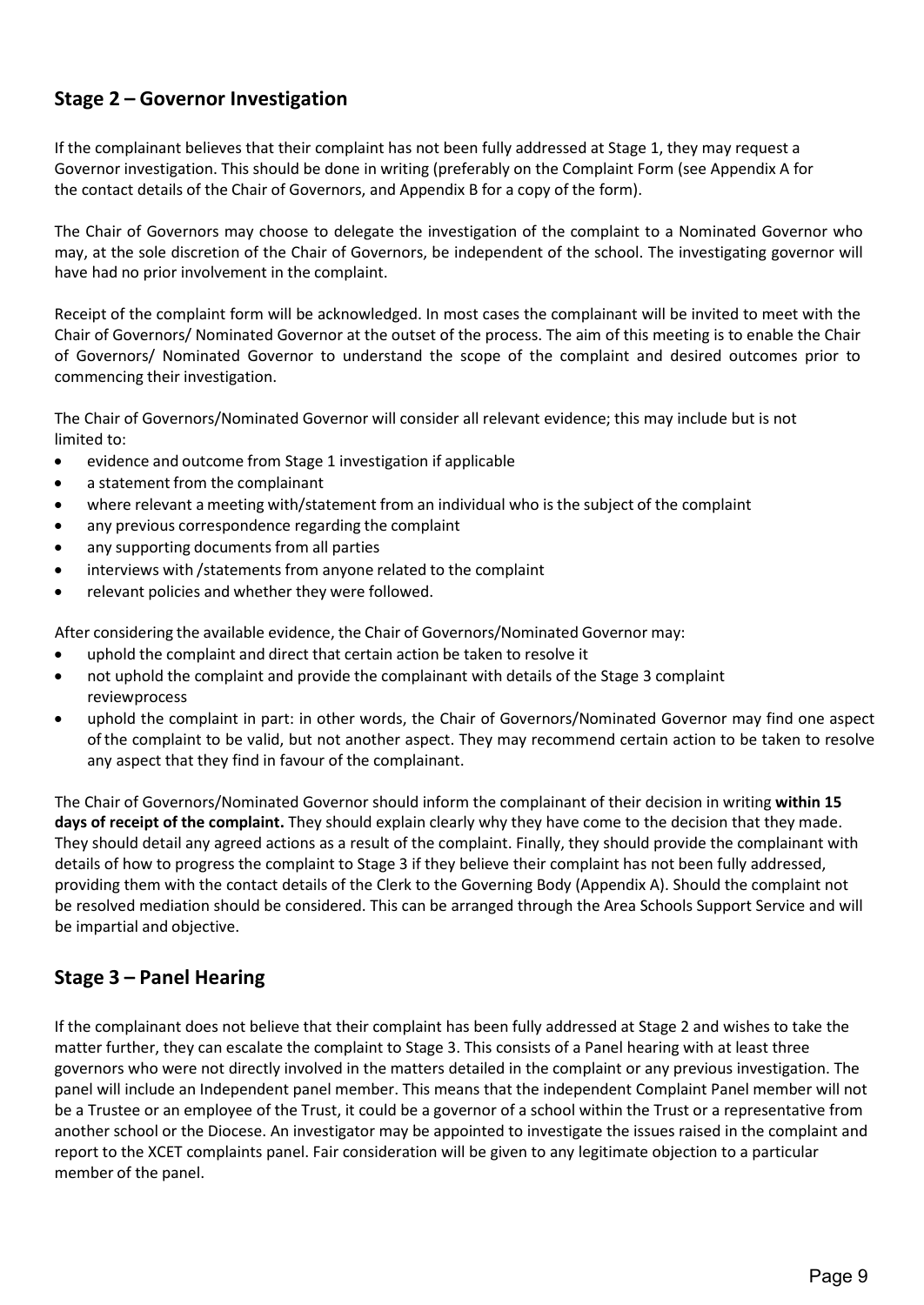## Stage 2 – Governor Investigation

If the complainant believes that their complaint has not been fully addressed at Stage 1, they may request a Governor investigation. This should be done in writing (preferably on the Complaint Form (see Appendix A for the contact details of the Chair of Governors, and Appendix B for a copy of the form).

The Chair of Governors may choose to delegate the investigation of the complaint to a Nominated Governor who may, at the sole discretion of the Chair of Governors, be independent of the school. The investigating governor will have had no prior involvement in the complaint.

Receipt of the complaint form will be acknowledged. In most cases the complainant will be invited to meet with the Chair of Governors/ Nominated Governor at the outset of the process. The aim of this meeting is to enable the Chair of Governors/ Nominated Governor to understand the scope of the complaint and desired outcomes prior to commencing their investigation.

The Chair of Governors/Nominated Governor will consider all relevant evidence; this may include but is not limited to:

- evidence and outcome from Stage 1 investigation if applicable
- a statement from the complainant
- where relevant a meeting with/statement from an individual who is the subject of the complaint
- any previous correspondence regarding the complaint
- any supporting documents from all parties
- interviews with /statements from anyone related to the complaint
- relevant policies and whether they were followed.

After considering the available evidence, the Chair of Governors/Nominated Governor may:

- uphold the complaint and direct that certain action be taken to resolve it
- not uphold the complaint and provide the complainant with details of the Stage 3 complaint reviewprocess
- uphold the complaint in part: in other words, the Chair of Governors/Nominated Governor may find one aspect of the complaint to be valid, but not another aspect. They may recommend certain action to be taken to resolve any aspect that they find in favour of the complainant.

The Chair of Governors/Nominated Governor should inform the complainant of their decision in writing **within 15 days of receipt of the complaint.** They should explain clearly why they have come to the decision that they made. They should detail any agreed actions as a result of the complaint. Finally, they should provide the complainant with details of how to progress the complaint to Stage 3 if they believe their complaint has not been fully addressed, providing them with the contact details of the Clerk to the Governing Body (Appendix A). Should the complaint not be resolved mediation should be considered. This can be arranged through the Area Schools Support Service and will be impartial and objective.

## Stage 3 – Panel Hearing

If the complainant does not believe that their complaint has been fully addressed at Stage 2 and wishes to take the matter further, they can escalate the complaint to Stage 3. This consists of a Panel hearing with at least three governors who were not directly involved in the matters detailed in the complaint or any previous investigation. The panel will include an Independent panel member. This means that the independent Complaint Panel member will not be a Trustee or an employee of the Trust, it could be a governor of a school within the Trust or a representative from another school or the Diocese. An investigator may be appointed to investigate the issues raised in the complaint and report to the XCET complaints panel. Fair consideration will be given to any legitimate objection to a particular member of the panel.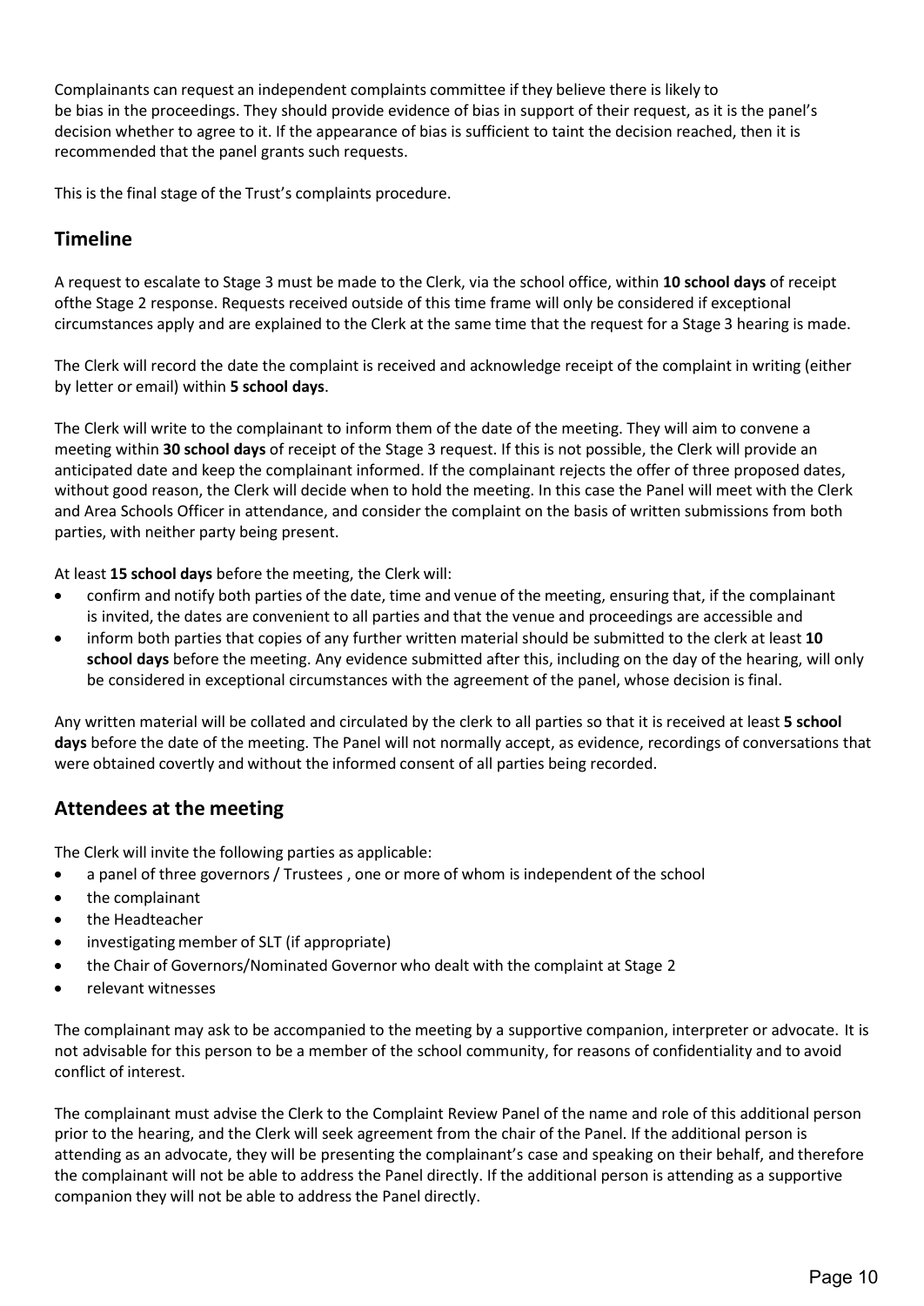Complainants can request an independent complaints committee if they believe there is likely to be bias in the proceedings. They should provide evidence of bias in support of their request, as it is the panel's decision whether to agree to it. If the appearance of bias is sufficient to taint the decision reached, then it is recommended that the panel grants such requests.

This is the final stage of the Trust's complaints procedure.

## Timeline

A request to escalate to Stage 3 must be made to the Clerk, via the school office, within **10 school days** of receipt ofthe Stage 2 response. Requests received outside of this time frame will only be considered if exceptional circumstances apply and are explained to the Clerk at the same time that the request for a Stage 3 hearing is made.

The Clerk will record the date the complaint is received and acknowledge receipt of the complaint in writing (either by letter or email) within **5 school days**.

The Clerk will write to the complainant to inform them of the date of the meeting. They will aim to convene a meeting within **30 school days** of receipt of the Stage 3 request. If this is not possible, the Clerk will provide an anticipated date and keep the complainant informed. If the complainant rejects the offer of three proposed dates, without good reason, the Clerk will decide when to hold the meeting. In this case the Panel will meet with the Clerk and Area Schools Officer in attendance, and consider the complaint on the basis of written submissions from both parties, with neither party being present.

At least **15 school days** before the meeting, the Clerk will:

- confirm and notify both parties of the date, time and venue of the meeting, ensuring that, if the complainant is invited, the dates are convenient to all parties and that the venue and proceedings are accessible and
- inform both parties that copies of any further written material should be submitted to the clerk at least **10 school days** before the meeting. Any evidence submitted after this, including on the day of the hearing, will only be considered in exceptional circumstances with the agreement of the panel, whose decision is final.

Any written material will be collated and circulated by the clerk to all parties so that it is received at least **5 school days** before the date of the meeting. The Panel will not normally accept, as evidence, recordings of conversations that were obtained covertly and without the informed consent of all parties being recorded.

## Attendees at the meeting

The Clerk will invite the following parties as applicable:

- a panel of three governors / Trustees , one or more of whom is independent of the school
- the complainant
- the Headteacher
- investigating member of SLT (if appropriate)
- the Chair of Governors/Nominated Governor who dealt with the complaint at Stage 2
- relevant witnesses

The complainant may ask to be accompanied to the meeting by a supportive companion, interpreter or advocate. It is not advisable for this person to be a member of the school community, for reasons of confidentiality and to avoid conflict of interest.

The complainant must advise the Clerk to the Complaint Review Panel of the name and role of this additional person prior to the hearing, and the Clerk will seek agreement from the chair of the Panel. If the additional person is attending as an advocate, they will be presenting the complainant's case and speaking on their behalf, and therefore the complainant will not be able to address the Panel directly. If the additional person is attending as a supportive companion they will not be able to address the Panel directly.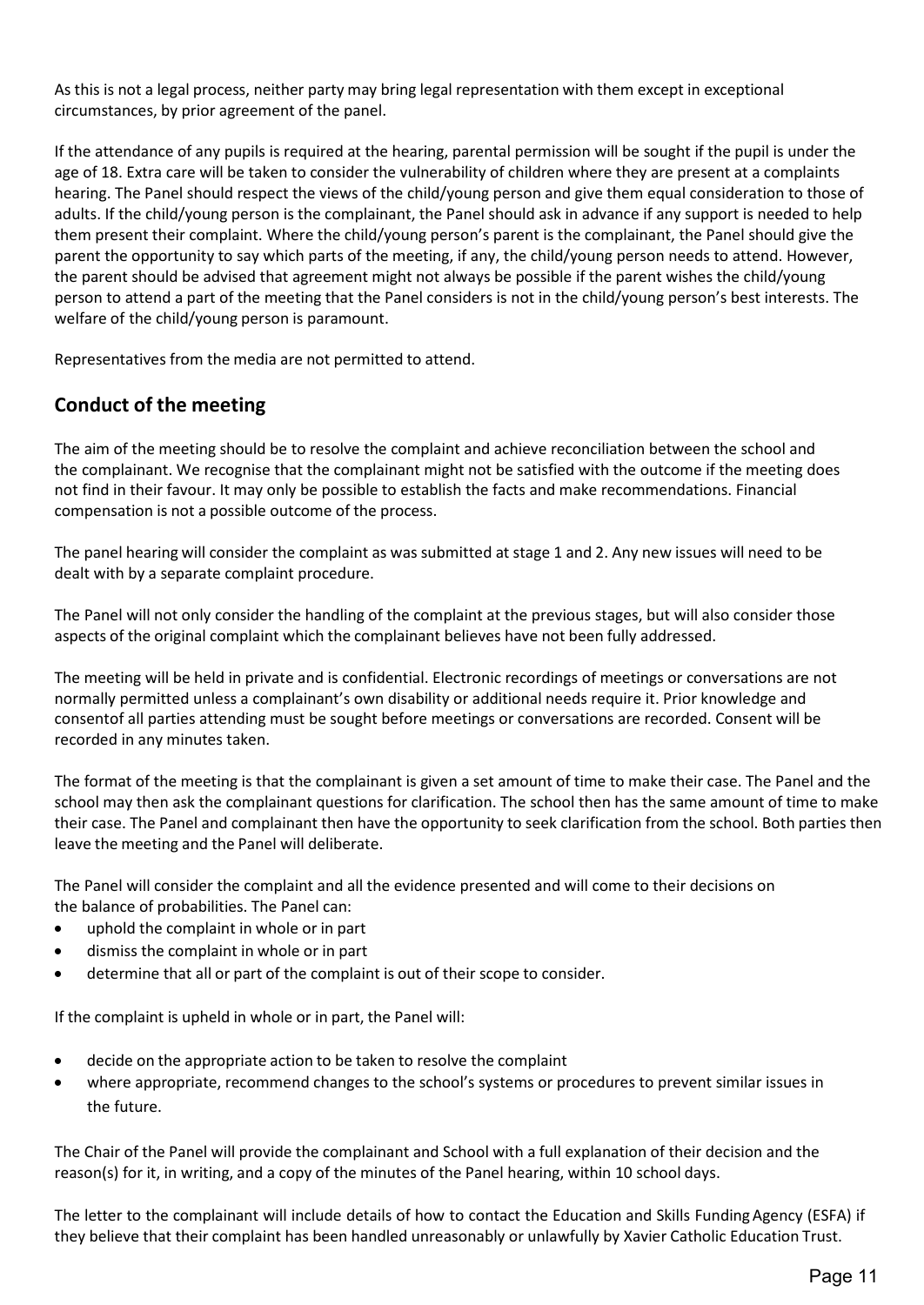As this is not a legal process, neither party may bring legal representation with them except in exceptional circumstances, by prior agreement of the panel.

If the attendance of any pupils is required at the hearing, parental permission will be sought if the pupil is under the age of 18. Extra care will be taken to consider the vulnerability of children where they are present at a complaints hearing. The Panel should respect the views of the child/young person and give them equal consideration to those of adults. If the child/young person is the complainant, the Panel should ask in advance if any support is needed to help them present their complaint. Where the child/young person's parent is the complainant, the Panel should give the parent the opportunity to say which parts of the meeting, if any, the child/young person needs to attend. However, the parent should be advised that agreement might not always be possible if the parent wishes the child/young person to attend a part of the meeting that the Panel considers is not in the child/young person's best interests. The welfare of the child/young person is paramount.

Representatives from the media are not permitted to attend.

## Conduct of the meeting

The aim of the meeting should be to resolve the complaint and achieve reconciliation between the school and the complainant. We recognise that the complainant might not be satisfied with the outcome if the meeting does not find in their favour. It may only be possible to establish the facts and make recommendations. Financial compensation is not a possible outcome of the process.

The panel hearing will consider the complaint as was submitted at stage 1 and 2. Any new issues will need to be dealt with by a separate complaint procedure.

The Panel will not only consider the handling of the complaint at the previous stages, but will also consider those aspects of the original complaint which the complainant believes have not been fully addressed.

The meeting will be held in private and is confidential. Electronic recordings of meetings or conversations are not normally permitted unless a complainant's own disability or additional needs require it. Prior knowledge and consentof all parties attending must be sought before meetings or conversations are recorded. Consent will be recorded in any minutes taken.

The format of the meeting is that the complainant is given a set amount of time to make their case. The Panel and the school may then ask the complainant questions for clarification. The school then has the same amount of time to make their case. The Panel and complainant then have the opportunity to seek clarification from the school. Both parties then leave the meeting and the Panel will deliberate.

The Panel will consider the complaint and all the evidence presented and will come to their decisions on the balance of probabilities. The Panel can:

- uphold the complaint in whole or in part
- dismiss the complaint in whole or in part
- determine that all or part of the complaint is out of their scope to consider.

If the complaint is upheld in whole or in part, the Panel will:

- decide on the appropriate action to be taken to resolve the complaint
- where appropriate, recommend changes to the school's systems or procedures to prevent similar issues in the future.

The Chair of the Panel will provide the complainant and School with a full explanation of their decision and the reason(s) for it, in writing, and a copy of the minutes of the Panel hearing, within 10 school days.

The letter to the complainant will include details of how to contact the Education and Skills Funding Agency (ESFA) if they believe that their complaint has been handled unreasonably or unlawfully by Xavier Catholic Education Trust.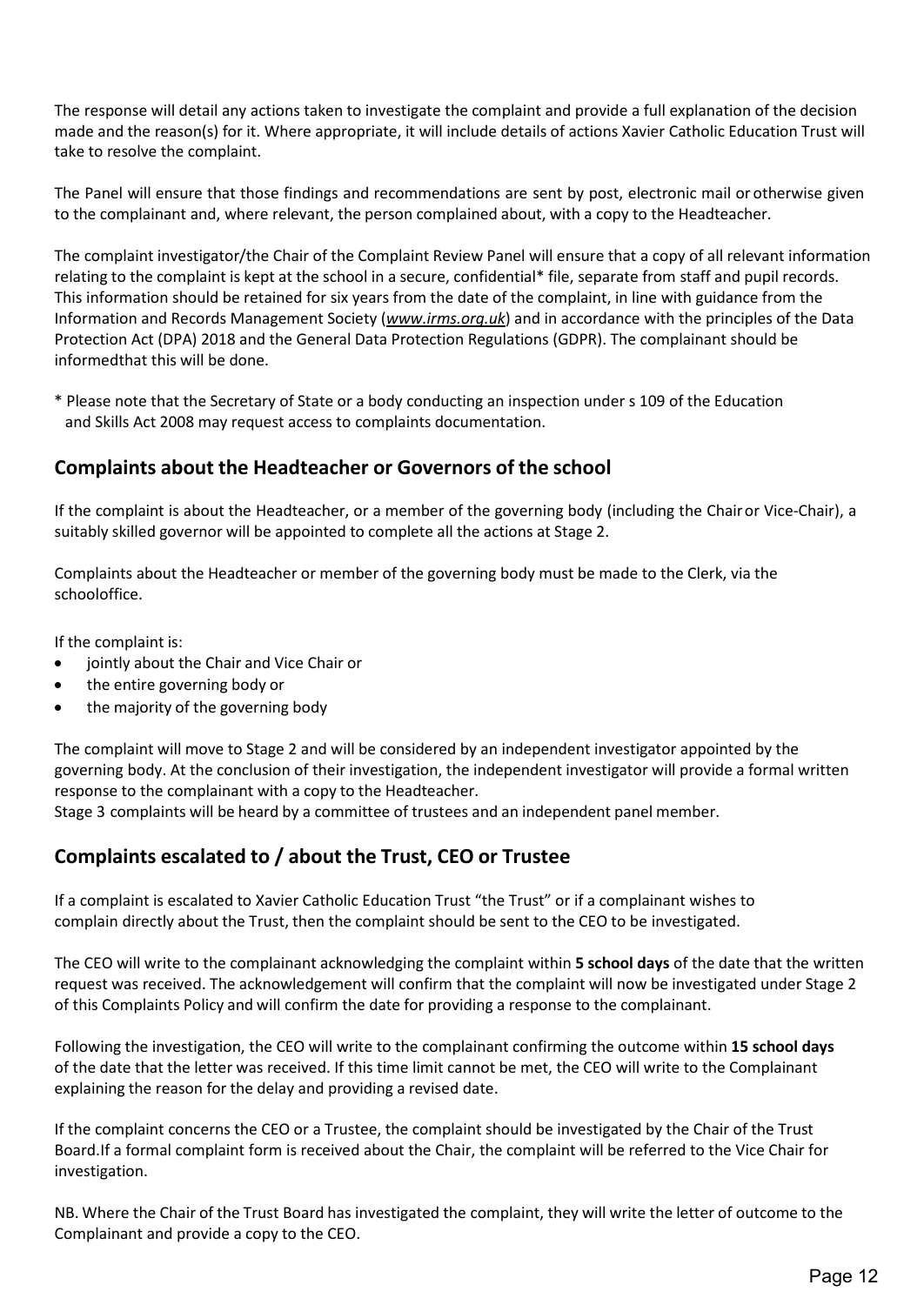The response will detail any actions taken to investigate the complaint and provide a full explanation of the decision made and the reason(s) for it. Where appropriate, it will include details of actions Xavier Catholic Education Trust will take to resolve the complaint.

The Panel will ensure that those findings and recommendations are sent by post, electronic mail or otherwise given to the complainant and, where relevant, the person complained about, with a copy to the Headteacher.

The complaint investigator/the Chair of the Complaint Review Panel will ensure that a copy of all relevant information relating to the complaint is kept at the school in a secure, confidential* file, separate from staff and pupil records. This information should be retained for six years from the date of the complaint, in line with guidance from the Information and Records Management Society (*www.irms.org.uk*) and in accordance with the principles of the Data Protection Act (DPA) 2018 and the General Data Protection Regulations (GDPR). The complainant should be informedthat this will be done.

\* Please note that the Secretary of State or a body conducting an inspection under s 109 of the Education and Skills Act 2008 may request access to complaints documentation.

## Complaints about the Headteacher or Governors of the school

If the complaint is about the Headteacher, or a member of the governing body (including the Chair or Vice-Chair), a suitably skilled governor will be appointed to complete all the actions at Stage 2.

Complaints about the Headteacher or member of the governing body must be made to the Clerk, via the schooloffice.

If the complaint is:

- jointly about the Chair and Vice Chair or
- the entire governing body or
- the majority of the governing body

The complaint will move to Stage 2 and will be considered by an independent investigator appointed by the governing body. At the conclusion of their investigation, the independent investigator will provide a formal written response to the complainant with a copy to the Headteacher.
Stage 3 complaints will be heard by a committee of trustees and an independent panel member.

## Complaints escalated to / about the Trust, CEO or Trustee

If a complaint is escalated to Xavier Catholic Education Trust "the Trust" or if a complainant wishes to complain directly about the Trust, then the complaint should be sent to the CEO to be investigated.

The CEO will write to the complainant acknowledging the complaint within **5 school days** of the date that the written request was received. The acknowledgement will confirm that the complaint will now be investigated under Stage 2 of this Complaints Policy and will confirm the date for providing a response to the complainant.

Following the investigation, the CEO will write to the complainant confirming the outcome within **15 school days** of the date that the letter was received. If this time limit cannot be met, the CEO will write to the Complainant explaining the reason for the delay and providing a revised date.

If the complaint concerns the CEO or a Trustee, the complaint should be investigated by the Chair of the Trust Board.If a formal complaint form is received about the Chair, the complaint will be referred to the Vice Chair for investigation.

NB. Where the Chair of the Trust Board has investigated the complaint, they will write the letter of outcome to the Complainant and provide a copy to the CEO.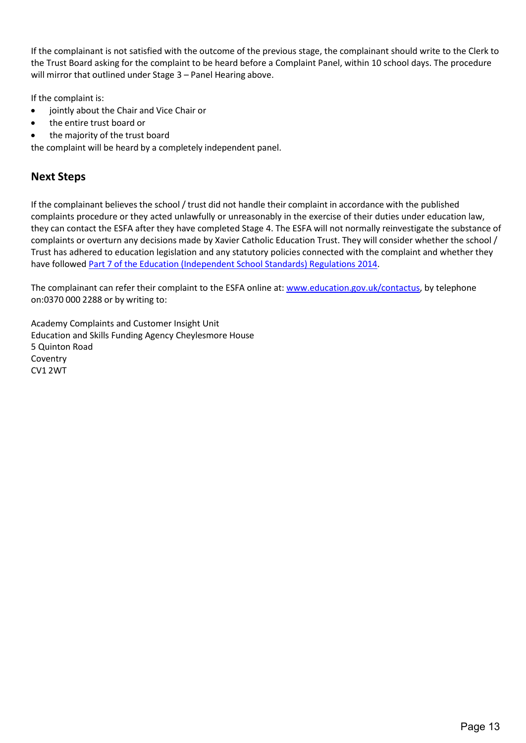If the complainant is not satisfied with the outcome of the previous stage, the complainant should write to the Clerk to the Trust Board asking for the complaint to be heard before a Complaint Panel, within 10 school days. The procedure will mirror that outlined under Stage 3 – Panel Hearing above.

If the complaint is:

- jointly about the Chair and Vice Chair or
- the entire trust board or
- the majority of the trust board

the complaint will be heard by a completely independent panel.

## Next Steps

If the complainant believes the school / trust did not handle their complaint in accordance with the published complaints procedure or they acted unlawfully or unreasonably in the exercise of their duties under education law, they can contact the ESFA after they have completed Stage 4. The ESFA will not normally reinvestigate the substance of complaints or overturn any decisions made by Xavier Catholic Education Trust. They will consider whether the school / Trust has adhered to education legislation and any statutory policies connected with the complaint and whether they have followed [Part 7 of the Education (Independent School Standards) Regulations 2014](#).

The complainant can refer their complaint to the ESFA online at: [www.education.gov.uk/contactus](http://www.education.gov.uk/contactus), by telephone on:0370 000 2288 or by writing to:

Academy Complaints and Customer Insight Unit
Education and Skills Funding Agency Cheylesmore House
5 Quinton Road
Coventry
CV1 2WT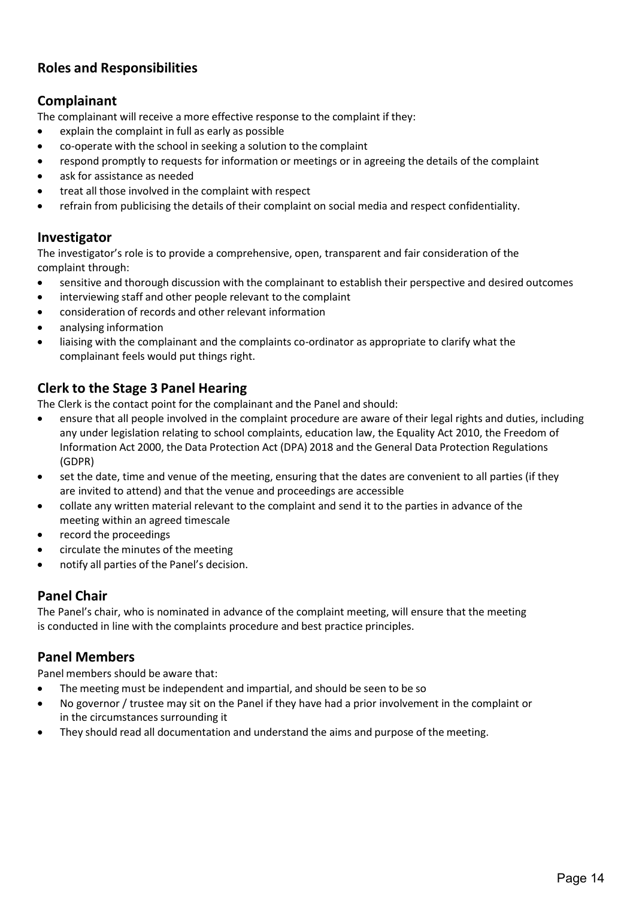## Roles and Responsibilities

### Complainant

The complainant will receive a more effective response to the complaint if they:

- explain the complaint in full as early as possible
- co-operate with the school in seeking a solution to the complaint
- respond promptly to requests for information or meetings or in agreeing the details of the complaint
- ask for assistance as needed
- treat all those involved in the complaint with respect
- refrain from publicising the details of their complaint on social media and respect confidentiality.

### Investigator

The investigator's role is to provide a comprehensive, open, transparent and fair consideration of the complaint through:

- sensitive and thorough discussion with the complainant to establish their perspective and desired outcomes
- interviewing staff and other people relevant to the complaint
- consideration of records and other relevant information
- analysing information
- liaising with the complainant and the complaints co-ordinator as appropriate to clarify what the complainant feels would put things right.

### Clerk to the Stage 3 Panel Hearing

The Clerk is the contact point for the complainant and the Panel and should:

- ensure that all people involved in the complaint procedure are aware of their legal rights and duties, including any under legislation relating to school complaints, education law, the Equality Act 2010, the Freedom of Information Act 2000, the Data Protection Act (DPA) 2018 and the General Data Protection Regulations (GDPR)
- set the date, time and venue of the meeting, ensuring that the dates are convenient to all parties (if they are invited to attend) and that the venue and proceedings are accessible
- collate any written material relevant to the complaint and send it to the parties in advance of the meeting within an agreed timescale
- record the proceedings
- circulate the minutes of the meeting
- notify all parties of the Panel's decision.

### Panel Chair

The Panel's chair, who is nominated in advance of the complaint meeting, will ensure that the meeting is conducted in line with the complaints procedure and best practice principles.

### Panel Members

Panel members should be aware that:

- The meeting must be independent and impartial, and should be seen to be so
- No governor / trustee may sit on the Panel if they have had a prior involvement in the complaint or in the circumstances surrounding it
- They should read all documentation and understand the aims and purpose of the meeting.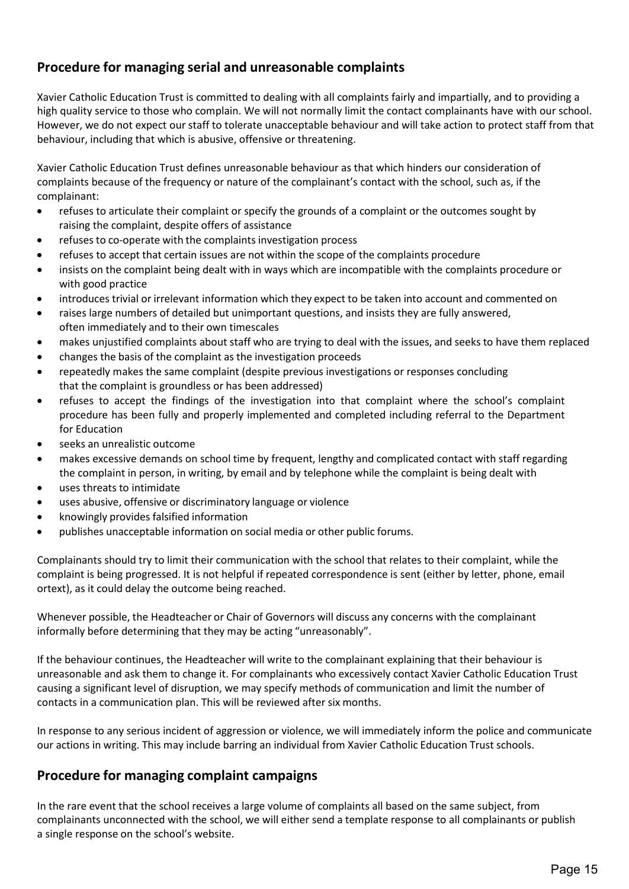## Procedure for managing serial and unreasonable complaints

Xavier Catholic Education Trust is committed to dealing with all complaints fairly and impartially, and to providing a high quality service to those who complain. We will not normally limit the contact complainants have with our school. However, we do not expect our staff to tolerate unacceptable behaviour and will take action to protect staff from that behaviour, including that which is abusive, offensive or threatening.

Xavier Catholic Education Trust defines unreasonable behaviour as that which hinders our consideration of complaints because of the frequency or nature of the complainant's contact with the school, such as, if the complainant:

- refuses to articulate their complaint or specify the grounds of a complaint or the outcomes sought by raising the complaint, despite offers of assistance
- refuses to co-operate with the complaints investigation process
- refuses to accept that certain issues are not within the scope of the complaints procedure
- insists on the complaint being dealt with in ways which are incompatible with the complaints procedure or with good practice
- introduces trivial or irrelevant information which they expect to be taken into account and commented on
- raises large numbers of detailed but unimportant questions, and insists they are fully answered, often immediately and to their own timescales
- makes unjustified complaints about staff who are trying to deal with the issues, and seeks to have them replaced
- changes the basis of the complaint as the investigation proceeds
- repeatedly makes the same complaint (despite previous investigations or responses concluding that the complaint is groundless or has been addressed)
- refuses to accept the findings of the investigation into that complaint where the school's complaint procedure has been fully and properly implemented and completed including referral to the Department for Education
- seeks an unrealistic outcome
- makes excessive demands on school time by frequent, lengthy and complicated contact with staff regarding the complaint in person, in writing, by email and by telephone while the complaint is being dealt with
- uses threats to intimidate
- uses abusive, offensive or discriminatory language or violence
- knowingly provides falsified information
- publishes unacceptable information on social media or other public forums.

Complainants should try to limit their communication with the school that relates to their complaint, while the complaint is being progressed. It is not helpful if repeated correspondence is sent (either by letter, phone, email ortext), as it could delay the outcome being reached.

Whenever possible, the Headteacher or Chair of Governors will discuss any concerns with the complainant informally before determining that they may be acting "unreasonably".

If the behaviour continues, the Headteacher will write to the complainant explaining that their behaviour is unreasonable and ask them to change it. For complainants who excessively contact Xavier Catholic Education Trust causing a significant level of disruption, we may specify methods of communication and limit the number of contacts in a communication plan. This will be reviewed after six months.

In response to any serious incident of aggression or violence, we will immediately inform the police and communicate our actions in writing. This may include barring an individual from Xavier Catholic Education Trust schools.

## Procedure for managing complaint campaigns

In the rare event that the school receives a large volume of complaints all based on the same subject, from complainants unconnected with the school, we will either send a template response to all complainants or publish a single response on the school's website.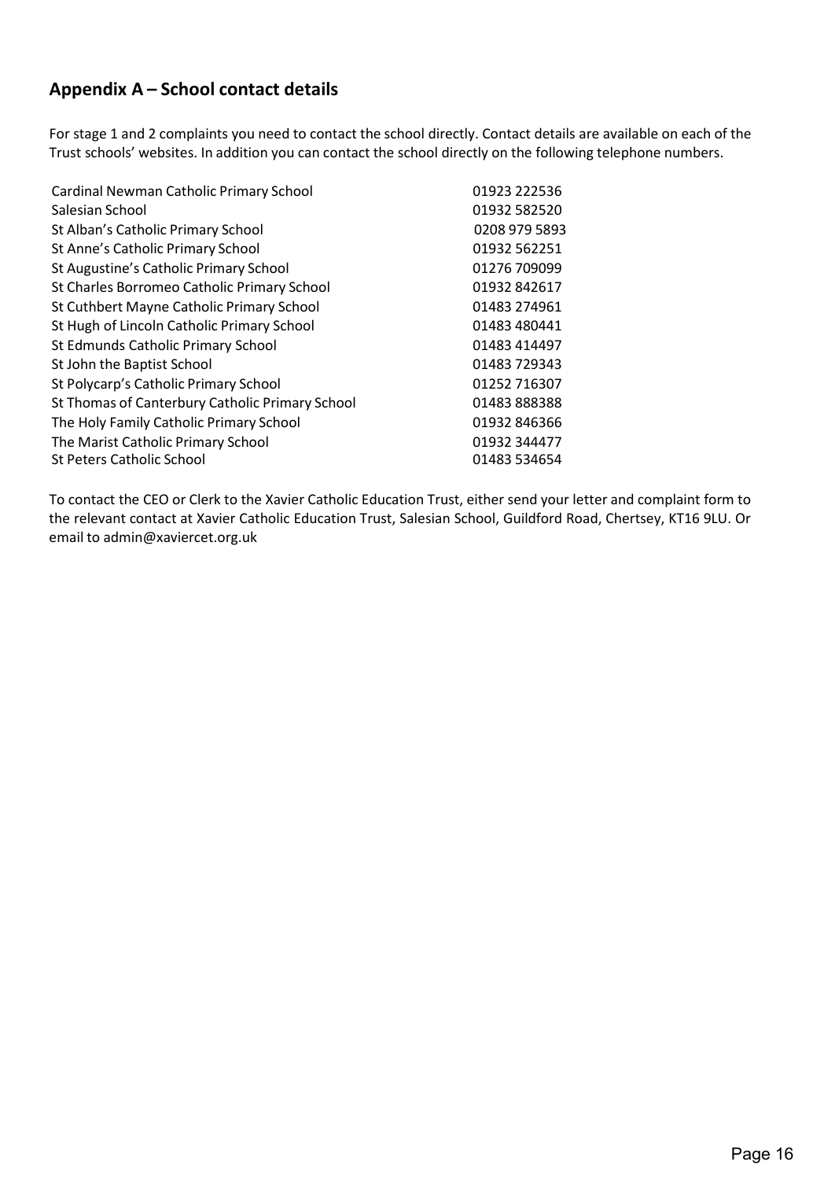## Appendix A – School contact details

For stage 1 and 2 complaints you need to contact the school directly. Contact details are available on each of the Trust schools' websites. In addition you can contact the school directly on the following telephone numbers.

| | |
|---|---|
| Cardinal Newman Catholic Primary School | 01923 222536 |
| Salesian School | 01932 582520 |
| St Alban's Catholic Primary School | 0208 979 5893 |
| St Anne's Catholic Primary School | 01932 562251 |
| St Augustine's Catholic Primary School | 01276 709099 |
| St Charles Borromeo Catholic Primary School | 01932 842617 |
| St Cuthbert Mayne Catholic Primary School | 01483 274961 |
| St Hugh of Lincoln Catholic Primary School | 01483 480441 |
| St Edmunds Catholic Primary School | 01483 414497 |
| St John the Baptist School | 01483 729343 |
| St Polycarp's Catholic Primary School | 01252 716307 |
| St Thomas of Canterbury Catholic Primary School | 01483 888388 |
| The Holy Family Catholic Primary School | 01932 846366 |
| The Marist Catholic Primary School | 01932 344477 |
| St Peters Catholic School | 01483 534654 |

To contact the CEO or Clerk to the Xavier Catholic Education Trust, either send your letter and complaint form to the relevant contact at Xavier Catholic Education Trust, Salesian School, Guildford Road, Chertsey, KT16 9LU. Or email to admin@xaviercet.org.uk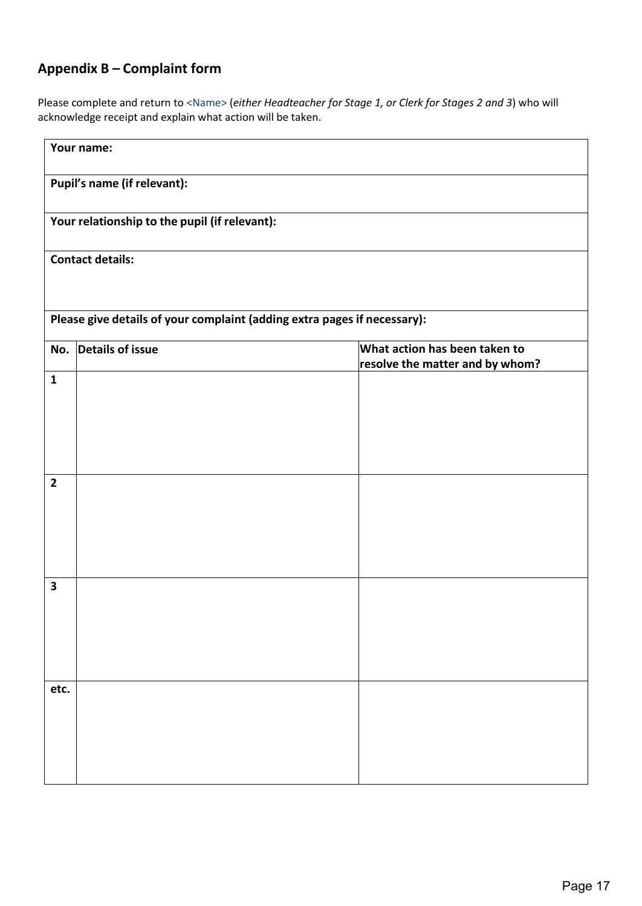## Appendix B – Complaint form

Please complete and return to <Name> (*either Headteacher for Stage 1, or Clerk for Stages 2 and 3*) who will acknowledge receipt and explain what action will be taken.

| **Your name:** | | |
|---|---|---|
| **Pupil's name (if relevant):** | | |
| **Your relationship to the pupil (if relevant):** | | |
| **Contact details:** | | |
| **Please give details of your complaint (adding extra pages if necessary):** | | |
| **No.** | **Details of issue** | **What action has been taken to resolve the matter and by whom?** |
| **1** | | |
| **2** | | |
| **3** | | |
| **etc.** | | |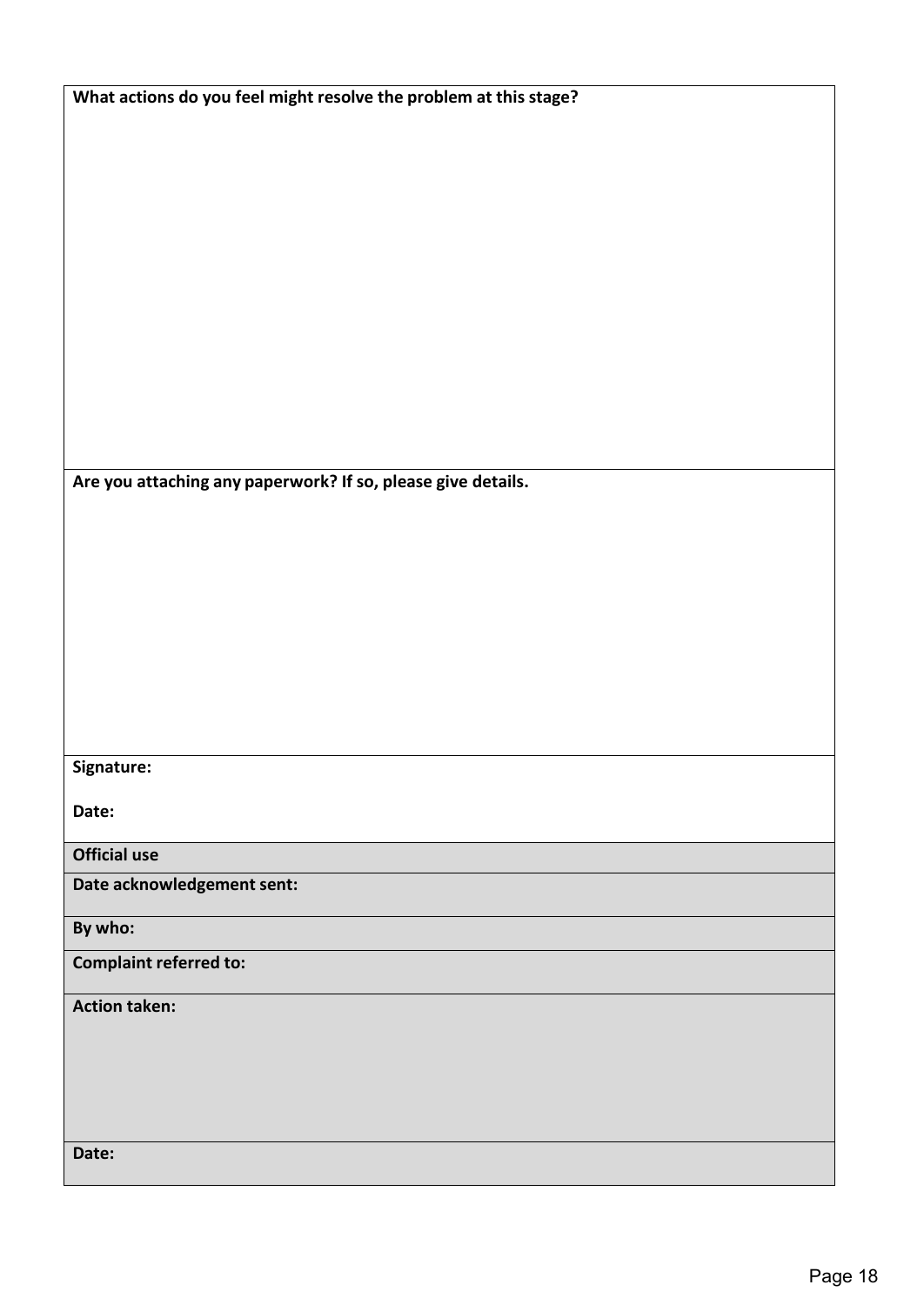**What actions do you feel might resolve the problem at this stage?**

**Are you attaching any paperwork? If so, please give details.**

**Signature:**

**Date:**

| **Official use** |
| --- |
| **Date acknowledgement sent:** |
| **By who:** |
| **Complaint referred to:** |
| **Action taken:** |
| **Date:** |